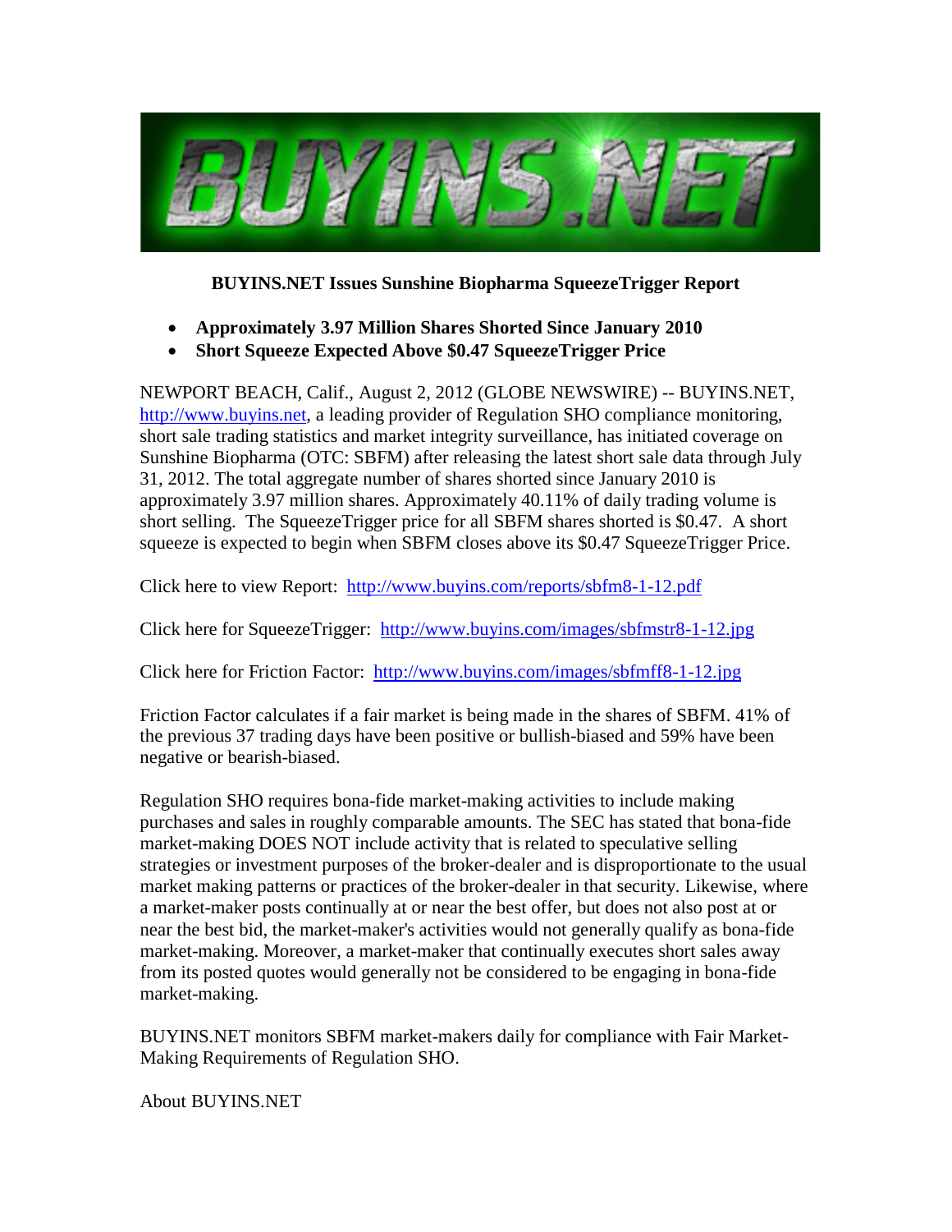**BUYINS.NET Issues Sunshine Biopharma SqueezeTrigger Report**

- **Approximately 3.97 Million Shares Shorted Since January 2010**
- **Short Squeeze Expected Above $0.47 SqueezeTrigger Price**

NEWPORT BEACH, Calif., August 2, 2012 (GLOBE NEWSWIRE) -- BUYINS.NET, http://www.buyins.net, a leading provider of Regulation SHO compliance monitoring, short sale trading statistics and market integrity surveillance, has initiated coverage on Sunshine Biopharma (OTC: SBFM) after releasing the latest short sale data through July 31, 2012. The total aggregate number of shares shorted since January 2010 is approximately 3.97 million shares. Approximately 40.11% of daily trading volume is short selling. The SqueezeTrigger price for all SBFM shares shorted is $0.47. A short squeeze is expected to begin when SBFM closes above its $0.47 SqueezeTrigger Price.

Click here to view Report: http://www.buyins.com/reports/sbfm8-1-12.pdf

Click here for SqueezeTrigger: http://www.buyins.com/images/sbfmstr8-1-12.jpg

Click here for Friction Factor: http://www.buyins.com/images/sbfmff8-1-12.jpg

Friction Factor calculates if a fair market is being made in the shares of SBFM. 41% of the previous 37 trading days have been positive or bullish-biased and 59% have been negative or bearish-biased.

Regulation SHO requires bona-fide market-making activities to include making purchases and sales in roughly comparable amounts. The SEC has stated that bona-fide market-making DOES NOT include activity that is related to speculative selling strategies or investment purposes of the broker-dealer and is disproportionate to the usual market making patterns or practices of the broker-dealer in that security. Likewise, where a market-maker posts continually at or near the best offer, but does not also post at or near the best bid, the market-maker's activities would not generally qualify as bona-fide market-making. Moreover, a market-maker that continually executes short sales away from its posted quotes would generally not be considered to be engaging in bona-fide market-making.

BUYINS.NET monitors SBFM market-makers daily for compliance with Fair Market-Making Requirements of Regulation SHO.

About BUYINS.NET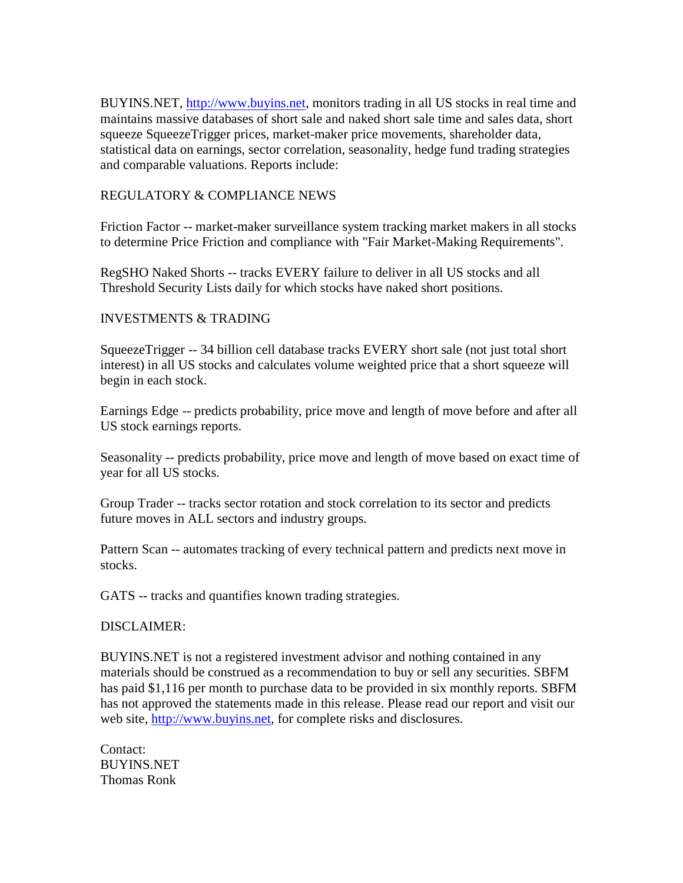BUYINS.NET, http://www.buyins.net, monitors trading in all US stocks in real time and maintains massive databases of short sale and naked short sale time and sales data, short squeeze SqueezeTrigger prices, market-maker price movements, shareholder data, statistical data on earnings, sector correlation, seasonality, hedge fund trading strategies and comparable valuations. Reports include:

REGULATORY & COMPLIANCE NEWS

Friction Factor -- market-maker surveillance system tracking market makers in all stocks to determine Price Friction and compliance with "Fair Market-Making Requirements".

RegSHO Naked Shorts -- tracks EVERY failure to deliver in all US stocks and all Threshold Security Lists daily for which stocks have naked short positions.

INVESTMENTS & TRADING

SqueezeTrigger -- 34 billion cell database tracks EVERY short sale (not just total short interest) in all US stocks and calculates volume weighted price that a short squeeze will begin in each stock.

Earnings Edge -- predicts probability, price move and length of move before and after all US stock earnings reports.

Seasonality -- predicts probability, price move and length of move based on exact time of year for all US stocks.

Group Trader -- tracks sector rotation and stock correlation to its sector and predicts future moves in ALL sectors and industry groups.

Pattern Scan -- automates tracking of every technical pattern and predicts next move in stocks.

GATS -- tracks and quantifies known trading strategies.

DISCLAIMER:

BUYINS.NET is not a registered investment advisor and nothing contained in any materials should be construed as a recommendation to buy or sell any securities. SBFM has paid $1,116 per month to purchase data to be provided in six monthly reports. SBFM has not approved the statements made in this release. Please read our report and visit our web site, http://www.buyins.net, for complete risks and disclosures.

Contact:
BUYINS.NET
Thomas Ronk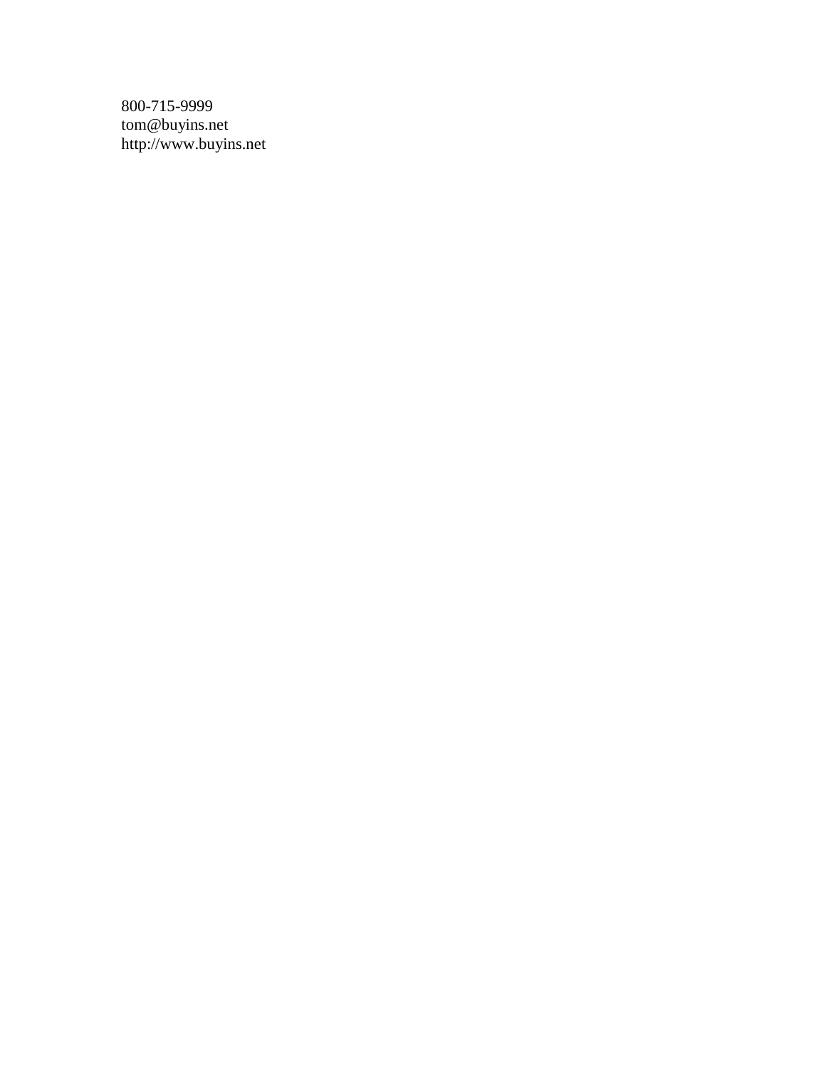800-715-9999
tom@buyins.net
http://www.buyins.net